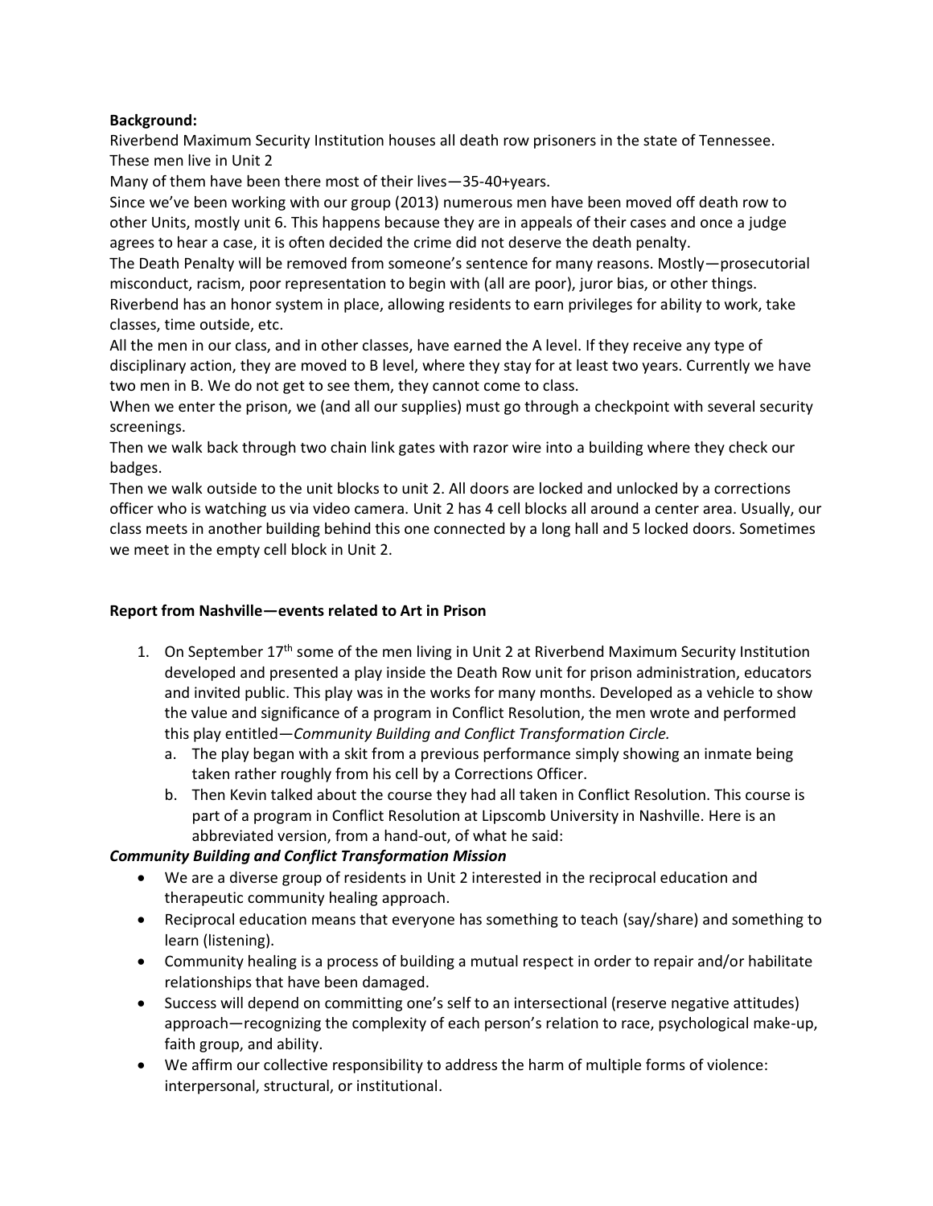**Background:**

Riverbend Maximum Security Institution houses all death row prisoners in the state of Tennessee. These men live in Unit 2

Many of them have been there most of their lives—35-40+years.

Since we've been working with our group (2013) numerous men have been moved off death row to other Units, mostly unit 6. This happens because they are in appeals of their cases and once a judge agrees to hear a case, it is often decided the crime did not deserve the death penalty.

The Death Penalty will be removed from someone's sentence for many reasons. Mostly—prosecutorial misconduct, racism, poor representation to begin with (all are poor), juror bias, or other things.

Riverbend has an honor system in place, allowing residents to earn privileges for ability to work, take classes, time outside, etc.

All the men in our class, and in other classes, have earned the A level. If they receive any type of disciplinary action, they are moved to B level, where they stay for at least two years. Currently we have two men in B. We do not get to see them, they cannot come to class.

When we enter the prison, we (and all our supplies) must go through a checkpoint with several security screenings.

Then we walk back through two chain link gates with razor wire into a building where they check our badges.

Then we walk outside to the unit blocks to unit 2. All doors are locked and unlocked by a corrections officer who is watching us via video camera. Unit 2 has 4 cell blocks all around a center area. Usually, our class meets in another building behind this one connected by a long hall and 5 locked doors. Sometimes we meet in the empty cell block in Unit 2.

**Report from Nashville—events related to Art in Prison**

1. On September 17th some of the men living in Unit 2 at Riverbend Maximum Security Institution developed and presented a play inside the Death Row unit for prison administration, educators and invited public. This play was in the works for many months. Developed as a vehicle to show the value and significance of a program in Conflict Resolution, the men wrote and performed this play entitled—*Community Building and Conflict Transformation Circle.*
   a. The play began with a skit from a previous performance simply showing an inmate being taken rather roughly from his cell by a Corrections Officer.
   b. Then Kevin talked about the course they had all taken in Conflict Resolution. This course is part of a program in Conflict Resolution at Lipscomb University in Nashville. Here is an abbreviated version, from a hand-out, of what he said:

***Community Building and Conflict Transformation Mission***

- We are a diverse group of residents in Unit 2 interested in the reciprocal education and therapeutic community healing approach.
- Reciprocal education means that everyone has something to teach (say/share) and something to learn (listening).
- Community healing is a process of building a mutual respect in order to repair and/or habilitate relationships that have been damaged.
- Success will depend on committing one's self to an intersectional (reserve negative attitudes) approach—recognizing the complexity of each person's relation to race, psychological make-up, faith group, and ability.
- We affirm our collective responsibility to address the harm of multiple forms of violence: interpersonal, structural, or institutional.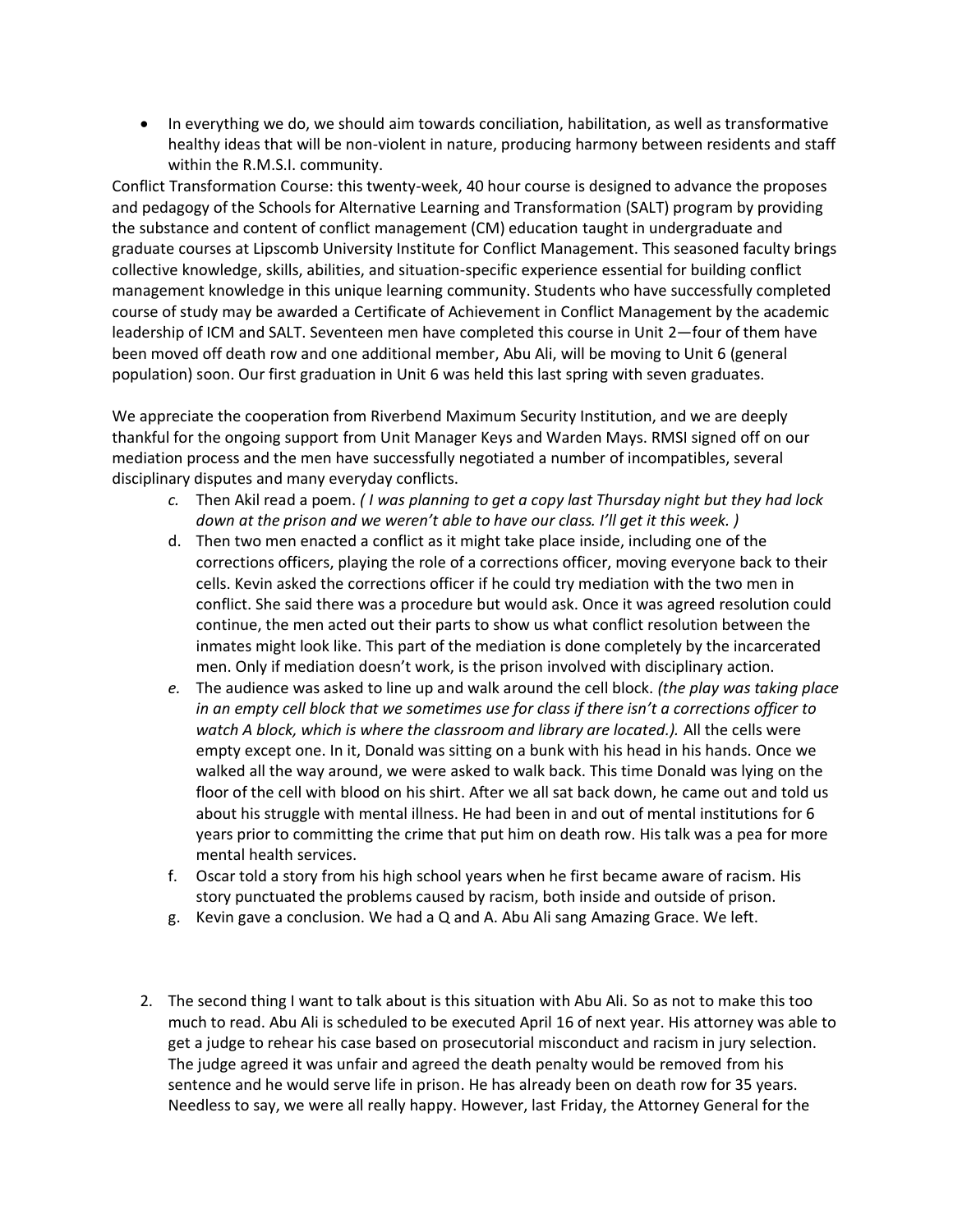- In everything we do, we should aim towards conciliation, habilitation, as well as transformative healthy ideas that will be non-violent in nature, producing harmony between residents and staff within the R.M.S.I. community.

Conflict Transformation Course: this twenty-week, 40 hour course is designed to advance the proposes and pedagogy of the Schools for Alternative Learning and Transformation (SALT) program by providing the substance and content of conflict management (CM) education taught in undergraduate and graduate courses at Lipscomb University Institute for Conflict Management. This seasoned faculty brings collective knowledge, skills, abilities, and situation-specific experience essential for building conflict management knowledge in this unique learning community. Students who have successfully completed course of study may be awarded a Certificate of Achievement in Conflict Management by the academic leadership of ICM and SALT. Seventeen men have completed this course in Unit 2—four of them have been moved off death row and one additional member, Abu Ali, will be moving to Unit 6 (general population) soon. Our first graduation in Unit 6 was held this last spring with seven graduates.

We appreciate the cooperation from Riverbend Maximum Security Institution, and we are deeply thankful for the ongoing support from Unit Manager Keys and Warden Mays. RMSI signed off on our mediation process and the men have successfully negotiated a number of incompatibles, several disciplinary disputes and many everyday conflicts.

c. Then Akil read a poem. *( I was planning to get a copy last Thursday night but they had lock down at the prison and we weren't able to have our class. I'll get it this week. )*
d. Then two men enacted a conflict as it might take place inside, including one of the corrections officers, playing the role of a corrections officer, moving everyone back to their cells. Kevin asked the corrections officer if he could try mediation with the two men in conflict. She said there was a procedure but would ask. Once it was agreed resolution could continue, the men acted out their parts to show us what conflict resolution between the inmates might look like. This part of the mediation is done completely by the incarcerated men. Only if mediation doesn't work, is the prison involved with disciplinary action.
e. The audience was asked to line up and walk around the cell block. *(the play was taking place in an empty cell block that we sometimes use for class if there isn't a corrections officer to watch A block, which is where the classroom and library are located.).* All the cells were empty except one. In it, Donald was sitting on a bunk with his head in his hands. Once we walked all the way around, we were asked to walk back. This time Donald was lying on the floor of the cell with blood on his shirt. After we all sat back down, he came out and told us about his struggle with mental illness. He had been in and out of mental institutions for 6 years prior to committing the crime that put him on death row. His talk was a pea for more mental health services.
f. Oscar told a story from his high school years when he first became aware of racism. His story punctuated the problems caused by racism, both inside and outside of prison.
g. Kevin gave a conclusion. We had a Q and A. Abu Ali sang Amazing Grace. We left.

2. The second thing I want to talk about is this situation with Abu Ali. So as not to make this too much to read. Abu Ali is scheduled to be executed April 16 of next year. His attorney was able to get a judge to rehear his case based on prosecutorial misconduct and racism in jury selection. The judge agreed it was unfair and agreed the death penalty would be removed from his sentence and he would serve life in prison. He has already been on death row for 35 years. Needless to say, we were all really happy. However, last Friday, the Attorney General for the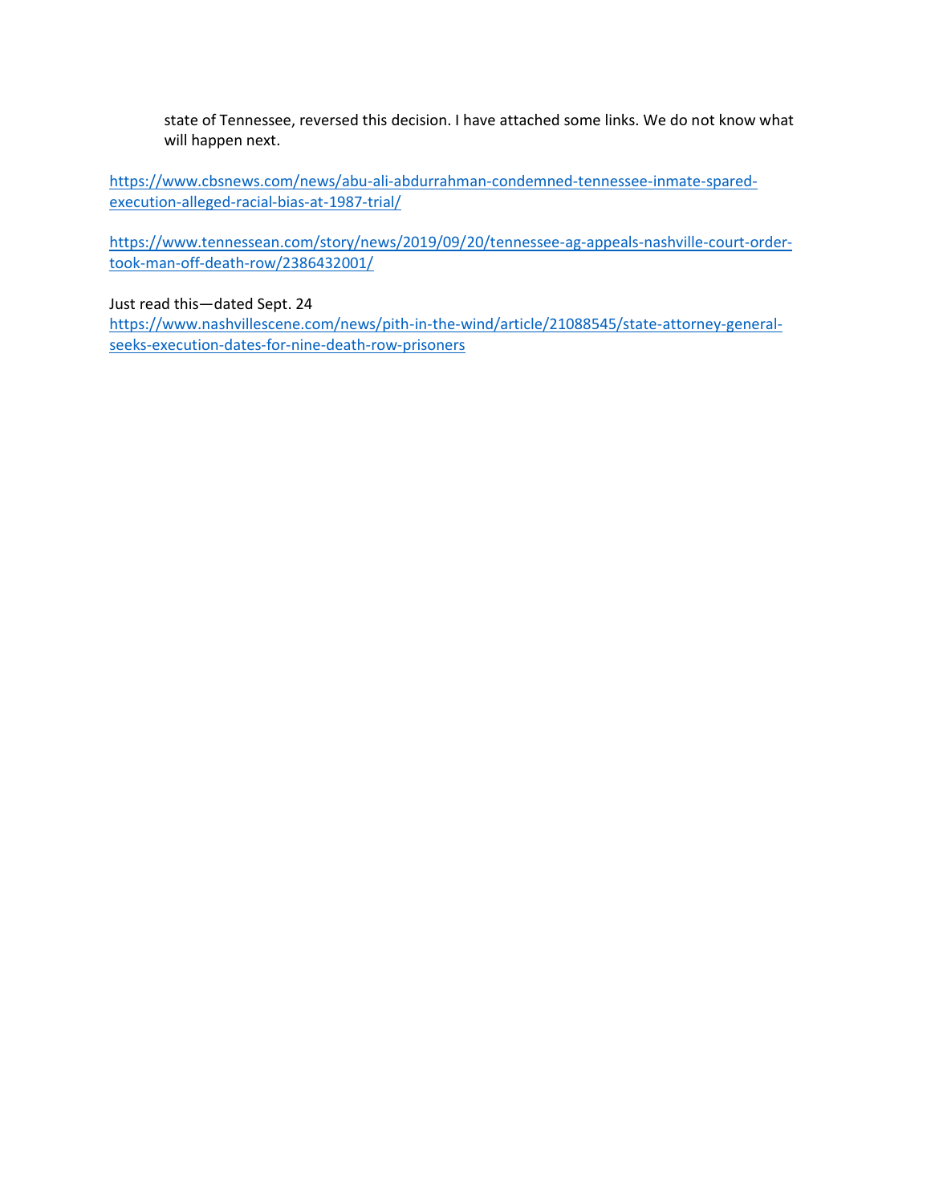state of Tennessee, reversed this decision. I have attached some links. We do not know what will happen next.

https://www.cbsnews.com/news/abu-ali-abdurrahman-condemned-tennessee-inmate-spared-execution-alleged-racial-bias-at-1987-trial/

https://www.tennessean.com/story/news/2019/09/20/tennessee-ag-appeals-nashville-court-order-took-man-off-death-row/2386432001/

Just read this—dated Sept. 24
https://www.nashvillescene.com/news/pith-in-the-wind/article/21088545/state-attorney-general-seeks-execution-dates-for-nine-death-row-prisoners